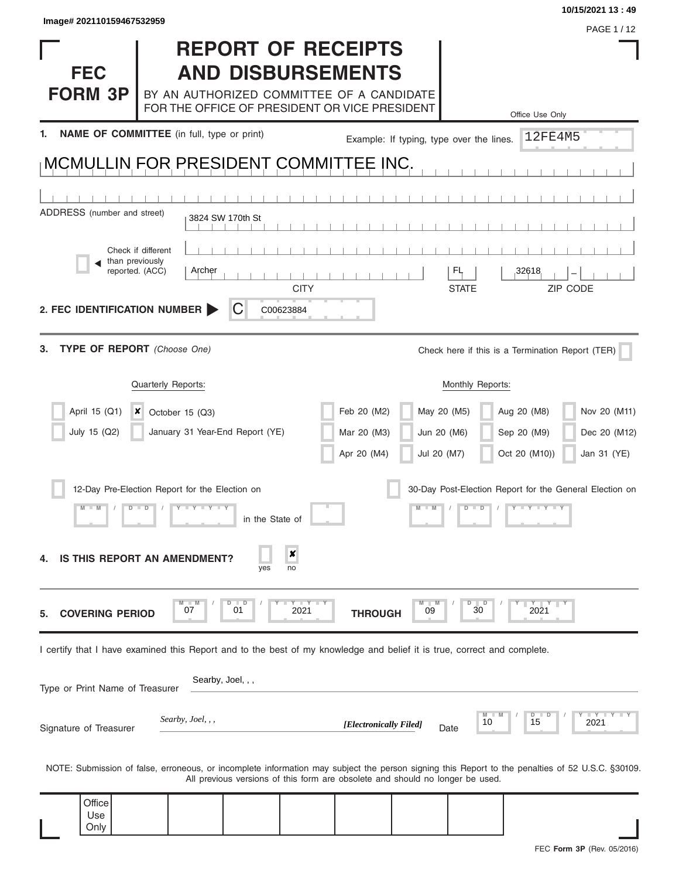Image# 202110159467532959

10/15/2021 13 : 49

# FEC FORM 3P

# REPORT OF RECEIPTS AND DISBURSEMENTS

BY AN AUTHORIZED COMMITTEE OF A CANDIDATE FOR THE OFFICE OF PRESIDENT OR VICE PRESIDENT

Office Use Only

12FE4M5

**1. NAME OF COMMITTEE** (in full, type or print) Example: If typing, type over the lines.

MCMULLIN FOR PRESIDENT COMMITTEE INC.

ADDRESS (number and street): 3824 SW 170th St

☐ Check if different than previously reported. (ACC)

| CITY | STATE | ZIP CODE |
|---|---|---|
| Archer | FL | 32618 |

**2. FEC IDENTIFICATION NUMBER** C C00623884

**3. TYPE OF REPORT** *(Choose One)*

Check here if this is a Termination Report (TER) ☐

Quarterly Reports:

- ☐ April 15 (Q1)
- ☐ July 15 (Q2)
- ☒ October 15 (Q3)
- ☐ January 31 Year-End Report (YE)

Monthly Reports:

| | | | |
|---|---|---|---|
| ☐ Feb 20 (M2) | ☐ May 20 (M5) | ☐ Aug 20 (M8) | ☐ Nov 20 (M11) |
| ☐ Mar 20 (M3) | ☐ Jun 20 (M6) | ☐ Sep 20 (M9) | ☐ Dec 20 (M12) |
| ☐ Apr 20 (M4) | ☐ Jul 20 (M7) | ☐ Oct 20 (M10)) | ☐ Jan 31 (YE) |

☐ 12-Day Pre-Election Report for the Election on MM / DD / YYYY in the State of ____

☐ 30-Day Post-Election Report for the General Election on MM / DD / YYYY

**4. IS THIS REPORT AN AMENDMENT?** ☐ yes ☒ no

**5. COVERING PERIOD** 07 / 01 / 2021 **THROUGH** 09 / 30 / 2021

I certify that I have examined this Report and to the best of my knowledge and belief it is true, correct and complete.

Type or Print Name of Treasurer: Searby, Joel, , ,

Signature of Treasurer: *Searby, Joel, , ,* *[Electronically Filed]* Date 10 / 15 / 2021

NOTE: Submission of false, erroneous, or incomplete information may subject the person signing this Report to the penalties of 52 U.S.C. §30109. All previous versions of this form are obsolete and should no longer be used.

Office Use Only

FEC **Form 3P** (Rev. 05/2016)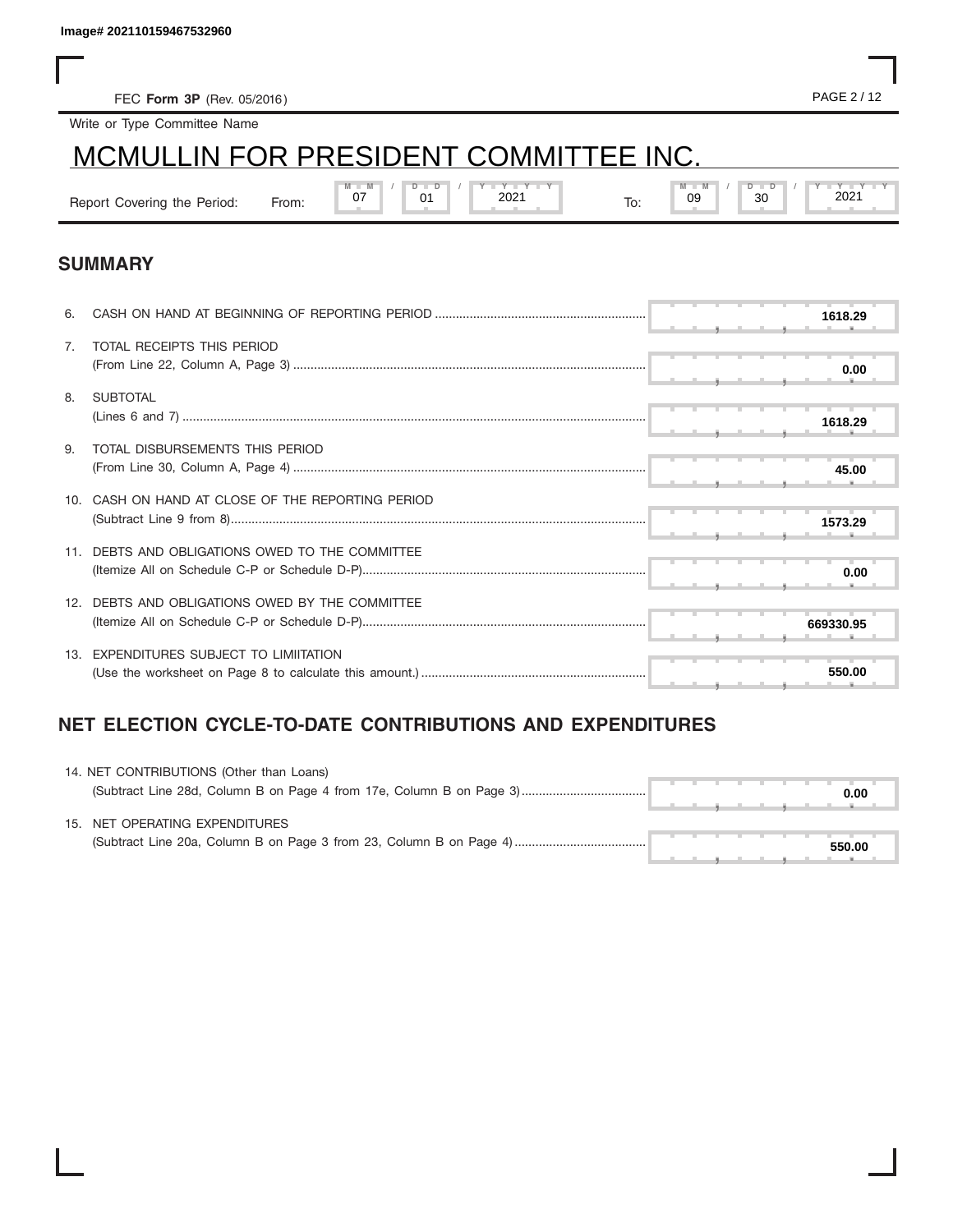Image# 202110159467532960

FEC **Form 3P** (Rev. 05/2016)

Write or Type Committee Name

# MCMULLIN FOR PRESIDENT COMMITTEE INC.

Report Covering the Period: From: 07 / 01 / 2021 To: 09 / 30 / 2021

## SUMMARY

| | | |
|---|---|---|
| 6. | CASH ON HAND AT BEGINNING OF REPORTING PERIOD | 1618.29 |
| 7. | TOTAL RECEIPTS THIS PERIOD (From Line 22, Column A, Page 3) | 0.00 |
| 8. | SUBTOTAL (Lines 6 and 7) | 1618.29 |
| 9. | TOTAL DISBURSEMENTS THIS PERIOD (From Line 30, Column A, Page 4) | 45.00 |
| 10. | CASH ON HAND AT CLOSE OF THE REPORTING PERIOD (Subtract Line 9 from 8) | 1573.29 |
| 11. | DEBTS AND OBLIGATIONS OWED TO THE COMMITTEE (Itemize All on Schedule C-P or Schedule D-P) | 0.00 |
| 12. | DEBTS AND OBLIGATIONS OWED BY THE COMMITTEE (Itemize All on Schedule C-P or Schedule D-P) | 669330.95 |
| 13. | EXPENDITURES SUBJECT TO LIMIITATION (Use the worksheet on Page 8 to calculate this amount.) | 550.00 |

## NET ELECTION CYCLE-TO-DATE CONTRIBUTIONS AND EXPENDITURES

| | | |
|---|---|---|
| 14. | NET CONTRIBUTIONS (Other than Loans) (Subtract Line 28d, Column B on Page 4 from 17e, Column B on Page 3) | 0.00 |
| 15. | NET OPERATING EXPENDITURES (Subtract Line 20a, Column B on Page 3 from 23, Column B on Page 4) | 550.00 |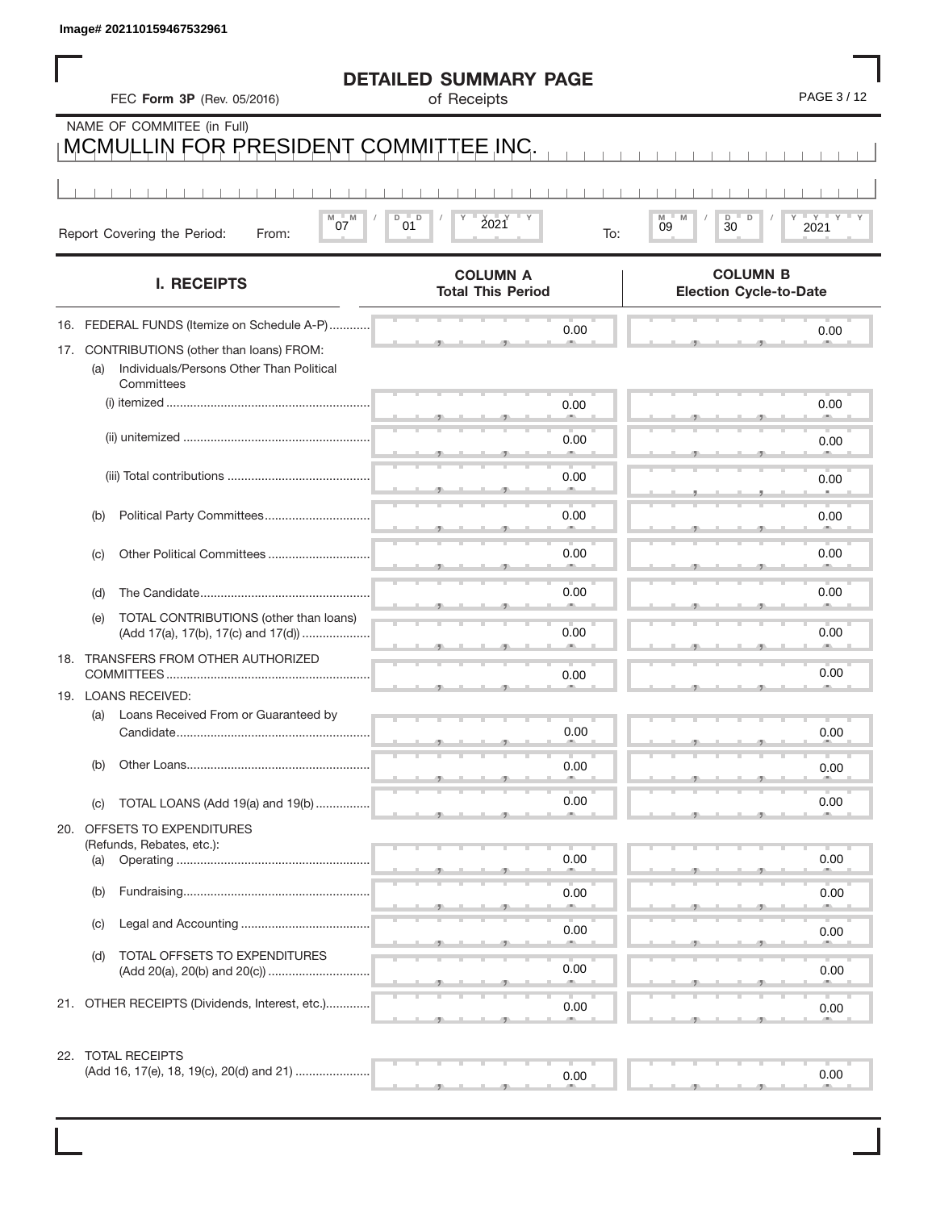Image# 202110159467532961

# DETAILED SUMMARY PAGE
of Receipts

FEC **Form 3P** (Rev. 05/2016)

NAME OF COMMITEE (in Full)
MCMULLIN FOR PRESIDENT COMMITTEE INC.

Report Covering the Period: From: 07 / 01 / 2021 To: 09 / 30 / 2021

| I. RECEIPTS | COLUMN A Total This Period | COLUMN B Election Cycle-to-Date |
|---|---|---|
| 16. FEDERAL FUNDS (Itemize on Schedule A-P) | 0.00 | 0.00 |
| 17. CONTRIBUTIONS (other than loans) FROM: | | |
| (a) Individuals/Persons Other Than Political Committees | | |
| (i) itemized | 0.00 | 0.00 |
| (ii) unitemized | 0.00 | 0.00 |
| (iii) Total contributions | 0.00 | 0.00 |
| (b) Political Party Committees | 0.00 | 0.00 |
| (c) Other Political Committees | 0.00 | 0.00 |
| (d) The Candidate | 0.00 | 0.00 |
| (e) TOTAL CONTRIBUTIONS (other than loans) (Add 17(a), 17(b), 17(c) and 17(d)) | 0.00 | 0.00 |
| 18. TRANSFERS FROM OTHER AUTHORIZED COMMITTEES | 0.00 | 0.00 |
| 19. LOANS RECEIVED: | | |
| (a) Loans Received From or Guaranteed by Candidate | 0.00 | 0.00 |
| (b) Other Loans | 0.00 | 0.00 |
| (c) TOTAL LOANS (Add 19(a) and 19(b)) | 0.00 | 0.00 |
| 20. OFFSETS TO EXPENDITURES (Refunds, Rebates, etc.): | | |
| (a) Operating | 0.00 | 0.00 |
| (b) Fundraising | 0.00 | 0.00 |
| (c) Legal and Accounting | 0.00 | 0.00 |
| (d) TOTAL OFFSETS TO EXPENDITURES (Add 20(a), 20(b) and 20(c)) | 0.00 | 0.00 |
| 21. OTHER RECEIPTS (Dividends, Interest, etc.) | 0.00 | 0.00 |
| 22. TOTAL RECEIPTS (Add 16, 17(e), 18, 19(c), 20(d) and 21) | 0.00 | 0.00 |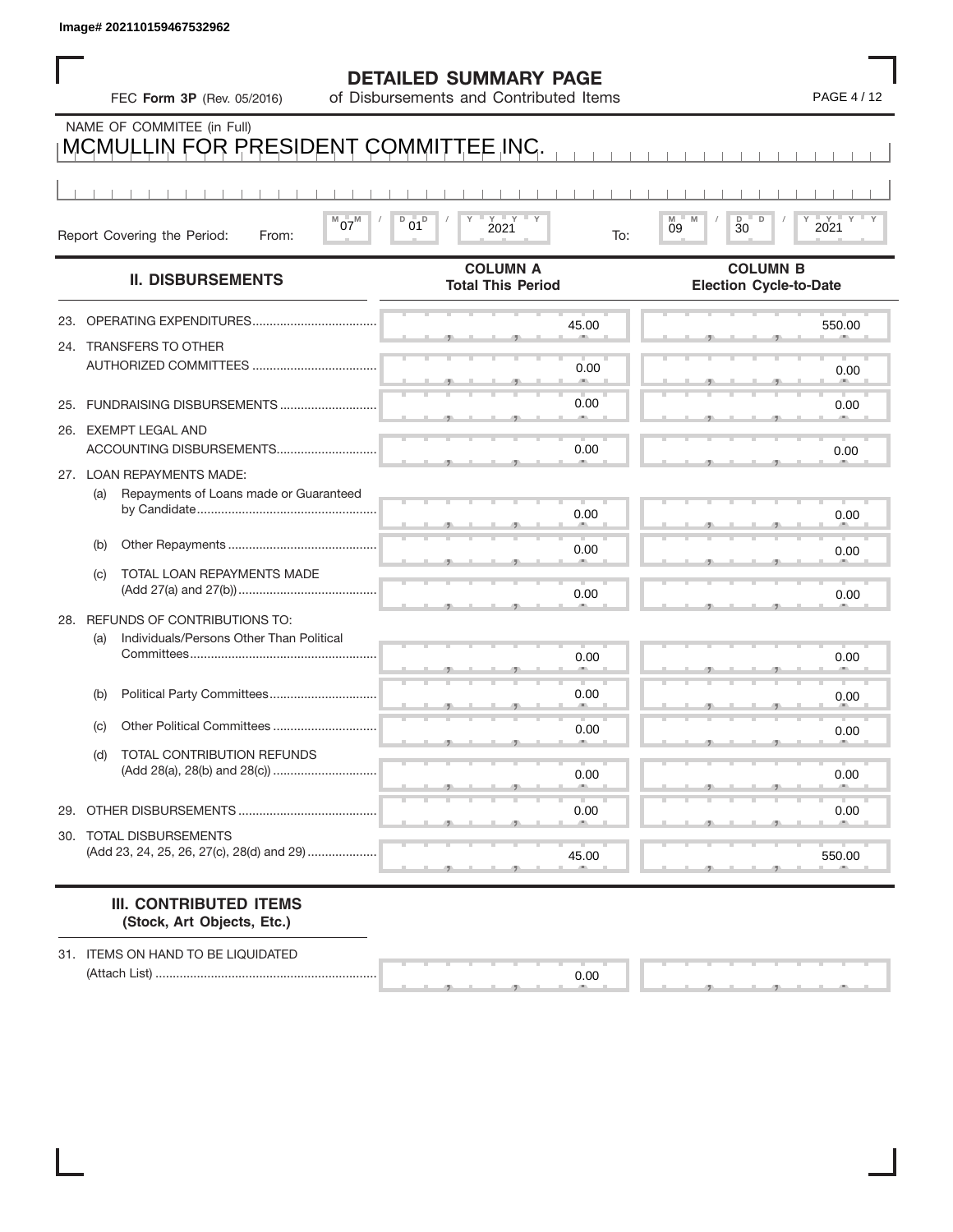Image# 202110159467532962

# DETAILED SUMMARY PAGE

FEC **Form 3P** (Rev. 05/2016) of Disbursements and Contributed Items

NAME OF COMMITEE (in Full)

MCMULLIN FOR PRESIDENT COMMITTEE INC.

Report Covering the Period: From: 07 / 01 / 2021 To: 09 / 30 / 2021

| II. DISBURSEMENTS | COLUMN A Total This Period | COLUMN B Election Cycle-to-Date |
|---|---|---|
| 23. OPERATING EXPENDITURES | 45.00 | 550.00 |
| 24. TRANSFERS TO OTHER AUTHORIZED COMMITTEES | 0.00 | 0.00 |
| 25. FUNDRAISING DISBURSEMENTS | 0.00 | 0.00 |
| 26. EXEMPT LEGAL AND ACCOUNTING DISBURSEMENTS | 0.00 | 0.00 |
| 27. LOAN REPAYMENTS MADE: | | |
| (a) Repayments of Loans made or Guaranteed by Candidate | 0.00 | 0.00 |
| (b) Other Repayments | 0.00 | 0.00 |
| (c) TOTAL LOAN REPAYMENTS MADE (Add 27(a) and 27(b)) | 0.00 | 0.00 |
| 28. REFUNDS OF CONTRIBUTIONS TO: | | |
| (a) Individuals/Persons Other Than Political Committees | 0.00 | 0.00 |
| (b) Political Party Committees | 0.00 | 0.00 |
| (c) Other Political Committees | 0.00 | 0.00 |
| (d) TOTAL CONTRIBUTION REFUNDS (Add 28(a), 28(b) and 28(c)) | 0.00 | 0.00 |
| 29. OTHER DISBURSEMENTS | 0.00 | 0.00 |
| 30. TOTAL DISBURSEMENTS (Add 23, 24, 25, 26, 27(c), 28(d) and 29) | 45.00 | 550.00 |

### III. CONTRIBUTED ITEMS
**(Stock, Art Objects, Etc.)**

| | COLUMN A | COLUMN B |
|---|---|---|
| 31. ITEMS ON HAND TO BE LIQUIDATED (Attach List) | 0.00 | |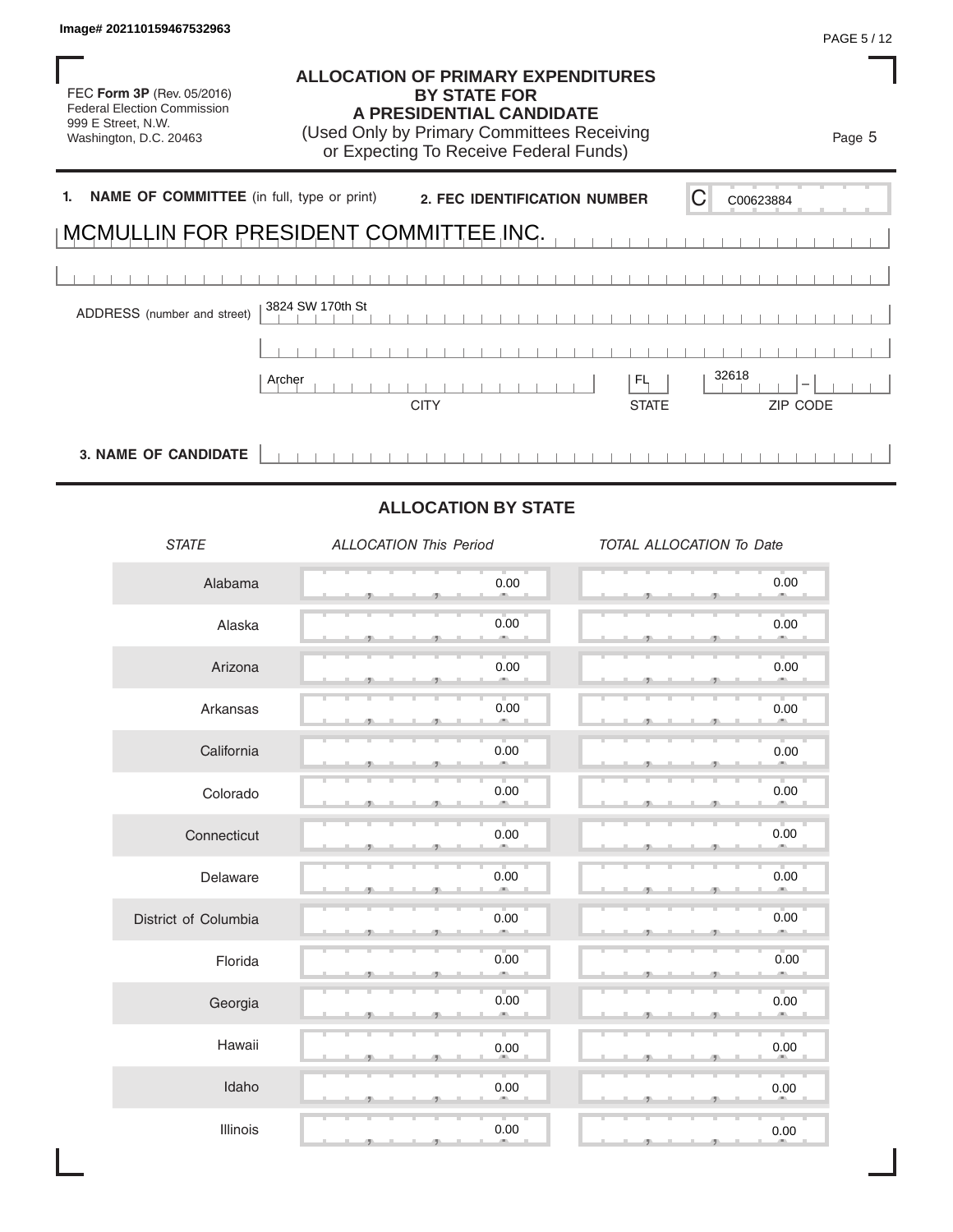Image# 202110159467532963

FEC **Form 3P** (Rev. 05/2016)
Federal Election Commission
999 E Street, N.W.
Washington, D.C. 20463

# ALLOCATION OF PRIMARY EXPENDITURES BY STATE FOR A PRESIDENTIAL CANDIDATE

(Used Only by Primary Committees Receiving or Expecting To Receive Federal Funds)

Page 5

**1. NAME OF COMMITTEE** (in full, type or print)

MCMULLIN FOR PRESIDENT COMMITTEE INC.

**2. FEC IDENTIFICATION NUMBER** C00623884

ADDRESS (number and street) 3824 SW 170th St

| CITY | STATE | ZIP CODE |
|---|---|---|
| Archer | FL | 32618 |

**3. NAME OF CANDIDATE**

## ALLOCATION BY STATE

| *STATE* | *ALLOCATION This Period* | *TOTAL ALLOCATION To Date* |
|---|---|---|
| Alabama | 0.00 | 0.00 |
| Alaska | 0.00 | 0.00 |
| Arizona | 0.00 | 0.00 |
| Arkansas | 0.00 | 0.00 |
| California | 0.00 | 0.00 |
| Colorado | 0.00 | 0.00 |
| Connecticut | 0.00 | 0.00 |
| Delaware | 0.00 | 0.00 |
| District of Columbia | 0.00 | 0.00 |
| Florida | 0.00 | 0.00 |
| Georgia | 0.00 | 0.00 |
| Hawaii | 0.00 | 0.00 |
| Idaho | 0.00 | 0.00 |
| Illinois | 0.00 | 0.00 |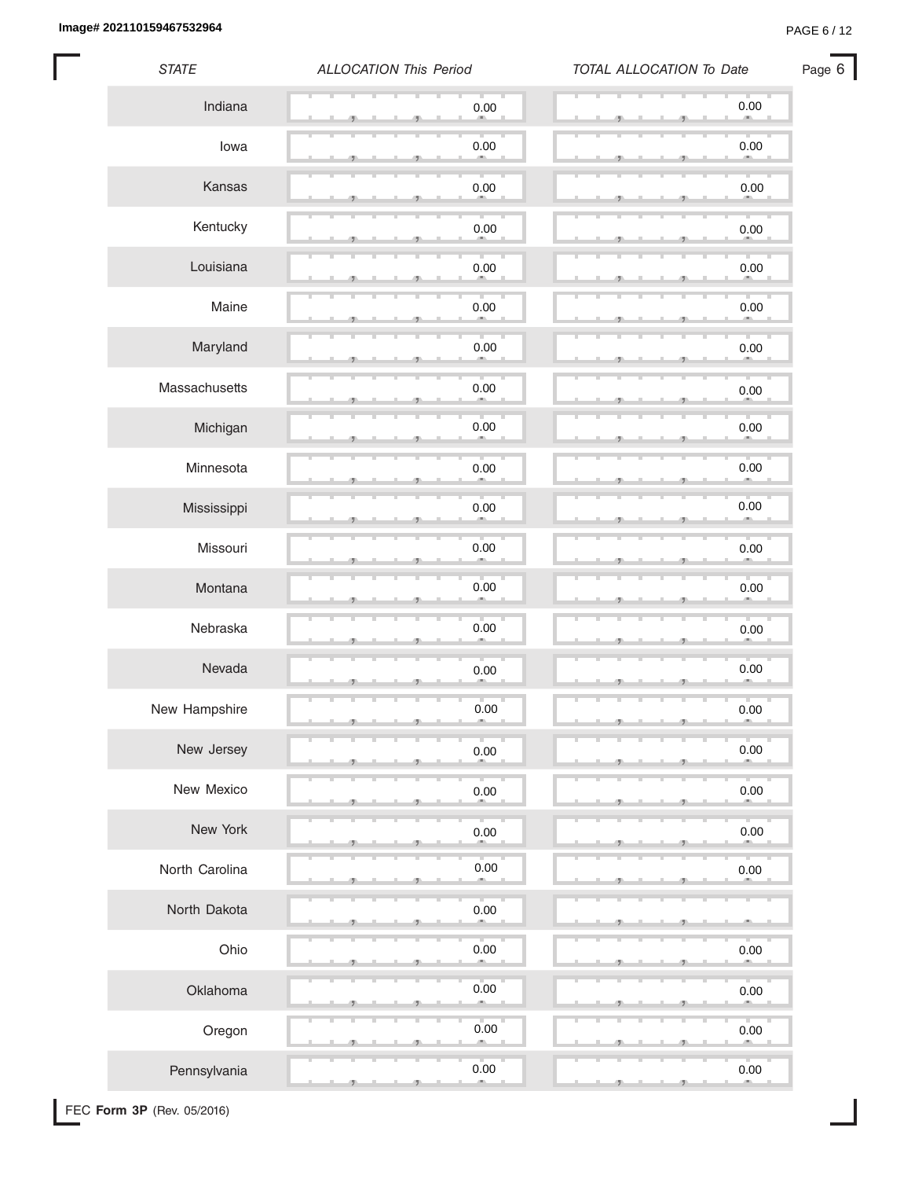| STATE | ALLOCATION This Period | TOTAL ALLOCATION To Date |
|---|---|---|
| Indiana | 0.00 | 0.00 |
| Iowa | 0.00 | 0.00 |
| Kansas | 0.00 | 0.00 |
| Kentucky | 0.00 | 0.00 |
| Louisiana | 0.00 | 0.00 |
| Maine | 0.00 | 0.00 |
| Maryland | 0.00 | 0.00 |
| Massachusetts | 0.00 | 0.00 |
| Michigan | 0.00 | 0.00 |
| Minnesota | 0.00 | 0.00 |
| Mississippi | 0.00 | 0.00 |
| Missouri | 0.00 | 0.00 |
| Montana | 0.00 | 0.00 |
| Nebraska | 0.00 | 0.00 |
| Nevada | 0.00 | 0.00 |
| New Hampshire | 0.00 | 0.00 |
| New Jersey | 0.00 | 0.00 |
| New Mexico | 0.00 | 0.00 |
| New York | 0.00 | 0.00 |
| North Carolina | 0.00 | 0.00 |
| North Dakota | 0.00 | |
| Ohio | 0.00 | 0.00 |
| Oklahoma | 0.00 | 0.00 |
| Oregon | 0.00 | 0.00 |
| Pennsylvania | 0.00 | 0.00 |

FEC **Form 3P** (Rev. 05/2016)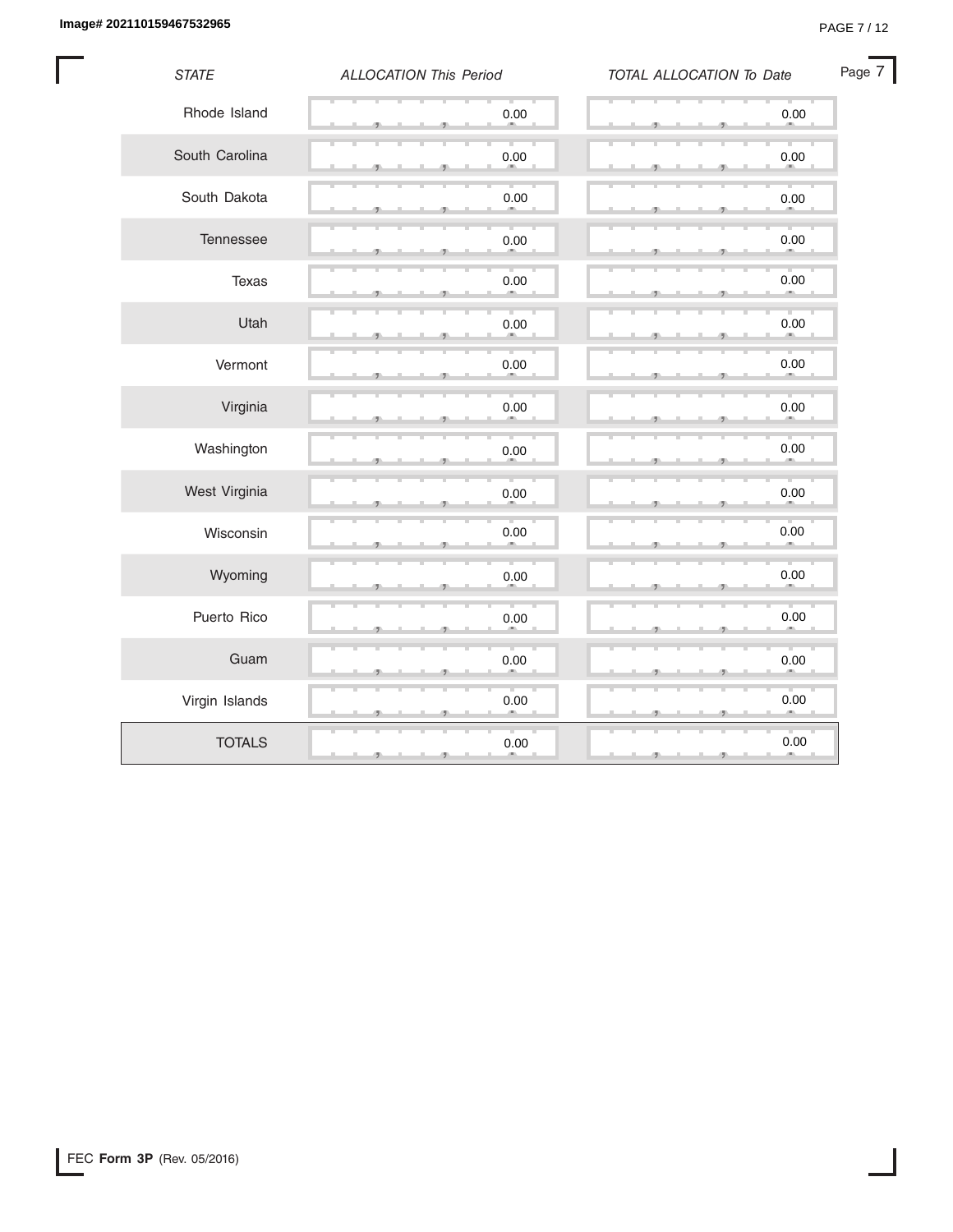| STATE | ALLOCATION This Period | TOTAL ALLOCATION To Date |
|---|---|---|
| Rhode Island | 0.00 | 0.00 |
| South Carolina | 0.00 | 0.00 |
| South Dakota | 0.00 | 0.00 |
| Tennessee | 0.00 | 0.00 |
| Texas | 0.00 | 0.00 |
| Utah | 0.00 | 0.00 |
| Vermont | 0.00 | 0.00 |
| Virginia | 0.00 | 0.00 |
| Washington | 0.00 | 0.00 |
| West Virginia | 0.00 | 0.00 |
| Wisconsin | 0.00 | 0.00 |
| Wyoming | 0.00 | 0.00 |
| Puerto Rico | 0.00 | 0.00 |
| Guam | 0.00 | 0.00 |
| Virgin Islands | 0.00 | 0.00 |
| TOTALS | 0.00 | 0.00 |

FEC **Form 3P** (Rev. 05/2016)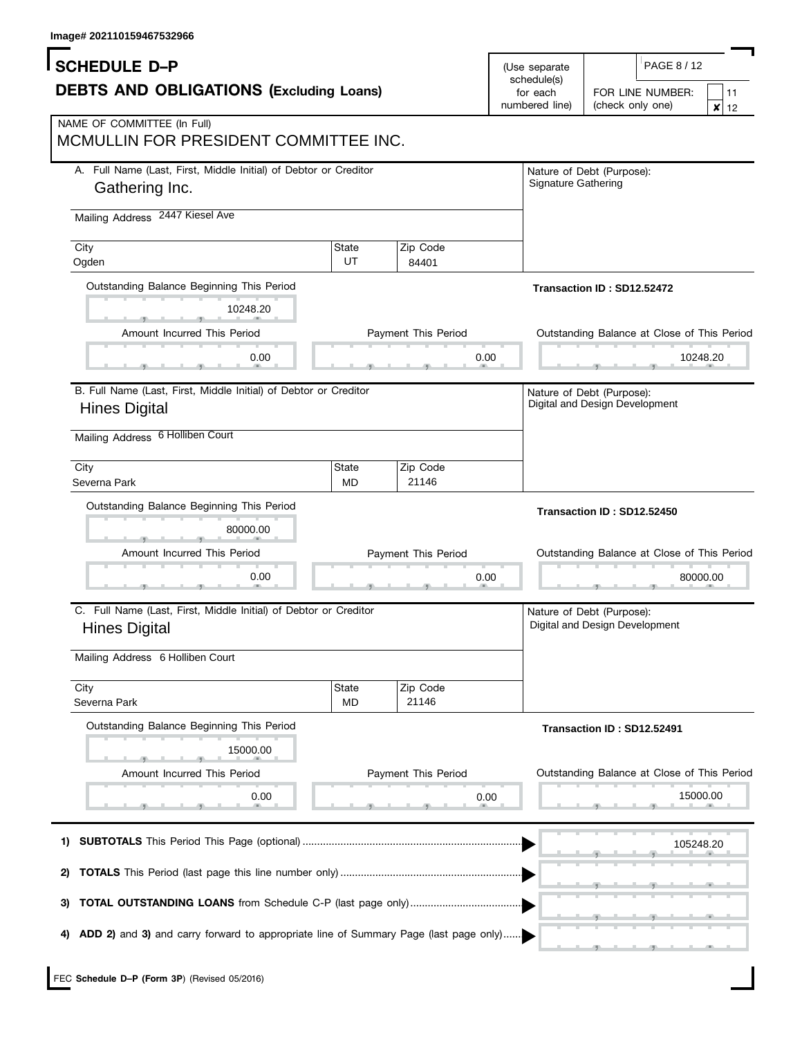Image# 202110159467532966

# SCHEDULE D–P

## DEBTS AND OBLIGATIONS (Excluding Loans)

(Use separate schedule(s) for each numbered line)

FOR LINE NUMBER: (check only one) 11 [ ] 12 [x]

NAME OF COMMITTEE (In Full)
MCMULLIN FOR PRESIDENT COMMITTEE INC.

**A.** Full Name (Last, First, Middle Initial) of Debtor or Creditor
Gathering Inc.

Mailing Address 2447 Kiesel Ave

| City | State | Zip Code |
|---|---|---|
| Ogden | UT | 84401 |

Nature of Debt (Purpose): Signature Gathering

**Transaction ID : SD12.52472**

| Outstanding Balance Beginning This Period | Amount Incurred This Period | Payment This Period | Outstanding Balance at Close of This Period |
|---|---|---|---|
| 10248.20 | 0.00 | 0.00 | 10248.20 |

**B.** Full Name (Last, First, Middle Initial) of Debtor or Creditor
Hines Digital

Mailing Address 6 Holliben Court

| City | State | Zip Code |
|---|---|---|
| Severna Park | MD | 21146 |

Nature of Debt (Purpose): Digital and Design Development

**Transaction ID : SD12.52450**

| Outstanding Balance Beginning This Period | Amount Incurred This Period | Payment This Period | Outstanding Balance at Close of This Period |
|---|---|---|---|
| 80000.00 | 0.00 | 0.00 | 80000.00 |

**C.** Full Name (Last, First, Middle Initial) of Debtor or Creditor
Hines Digital

Mailing Address 6 Holliben Court

| City | State | Zip Code |
|---|---|---|
| Severna Park | MD | 21146 |

Nature of Debt (Purpose): Digital and Design Development

**Transaction ID : SD12.52491**

| Outstanding Balance Beginning This Period | Amount Incurred This Period | Payment This Period | Outstanding Balance at Close of This Period |
|---|---|---|---|
| 15000.00 | 0.00 | 0.00 | 15000.00 |

1) **SUBTOTALS** This Period This Page (optional) .......... 105248.20

2) **TOTALS** This Period (last page this line number only) ..........

3) **TOTAL OUTSTANDING LOANS** from Schedule C-P (last page only) ..........

4) **ADD 2)** and **3)** and carry forward to appropriate line of Summary Page (last page only) ..........

FEC **Schedule D–P (Form 3P)** (Revised 05/2016)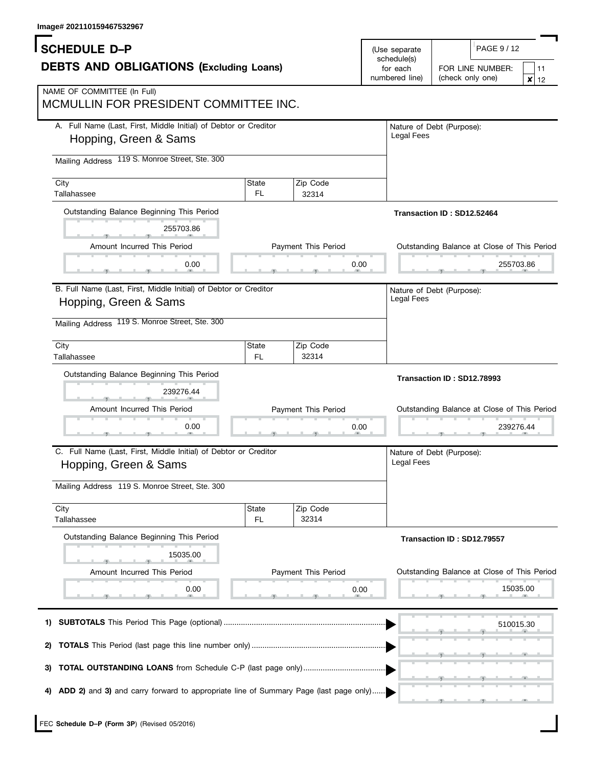Image# 202110159467532967

# SCHEDULE D–P

## DEBTS AND OBLIGATIONS (Excluding Loans)

(Use separate schedule(s) for each numbered line)

FOR LINE NUMBER: (check only one) [ ] 11 [x] 12

NAME OF COMMITTEE (In Full)
MCMULLIN FOR PRESIDENT COMMITTEE INC.

---

**A.** Full Name (Last, First, Middle Initial) of Debtor or Creditor: Hopping, Green & Sams

Mailing Address: 119 S. Monroe Street, Ste. 300

City: Tallahassee | State: FL | Zip Code: 32314

Nature of Debt (Purpose): Legal Fees

Transaction ID : SD12.52464

| Outstanding Balance Beginning This Period | Amount Incurred This Period | Payment This Period | Outstanding Balance at Close of This Period |
|---|---|---|---|
| 255703.86 | 0.00 | 0.00 | 255703.86 |

---

**B.** Full Name (Last, First, Middle Initial) of Debtor or Creditor: Hopping, Green & Sams

Mailing Address: 119 S. Monroe Street, Ste. 300

City: Tallahassee | State: FL | Zip Code: 32314

Nature of Debt (Purpose): Legal Fees

Transaction ID : SD12.78993

| Outstanding Balance Beginning This Period | Amount Incurred This Period | Payment This Period | Outstanding Balance at Close of This Period |
|---|---|---|---|
| 239276.44 | 0.00 | 0.00 | 239276.44 |

---

**C.** Full Name (Last, First, Middle Initial) of Debtor or Creditor: Hopping, Green & Sams

Mailing Address: 119 S. Monroe Street, Ste. 300

City: Tallahassee | State: FL | Zip Code: 32314

Nature of Debt (Purpose): Legal Fees

Transaction ID : SD12.79557

| Outstanding Balance Beginning This Period | Amount Incurred This Period | Payment This Period | Outstanding Balance at Close of This Period |
|---|---|---|---|
| 15035.00 | 0.00 | 0.00 | 15035.00 |

---

1) **SUBTOTALS** This Period This Page (optional) .......... 510015.30

2) **TOTALS** This Period (last page this line number only) ..........

3) **TOTAL OUTSTANDING LOANS** from Schedule C-P (last page only) ..........

4) **ADD 2)** and **3)** and carry forward to appropriate line of Summary Page (last page only) ..........

FEC **Schedule D–P (Form 3P)** (Revised 05/2016)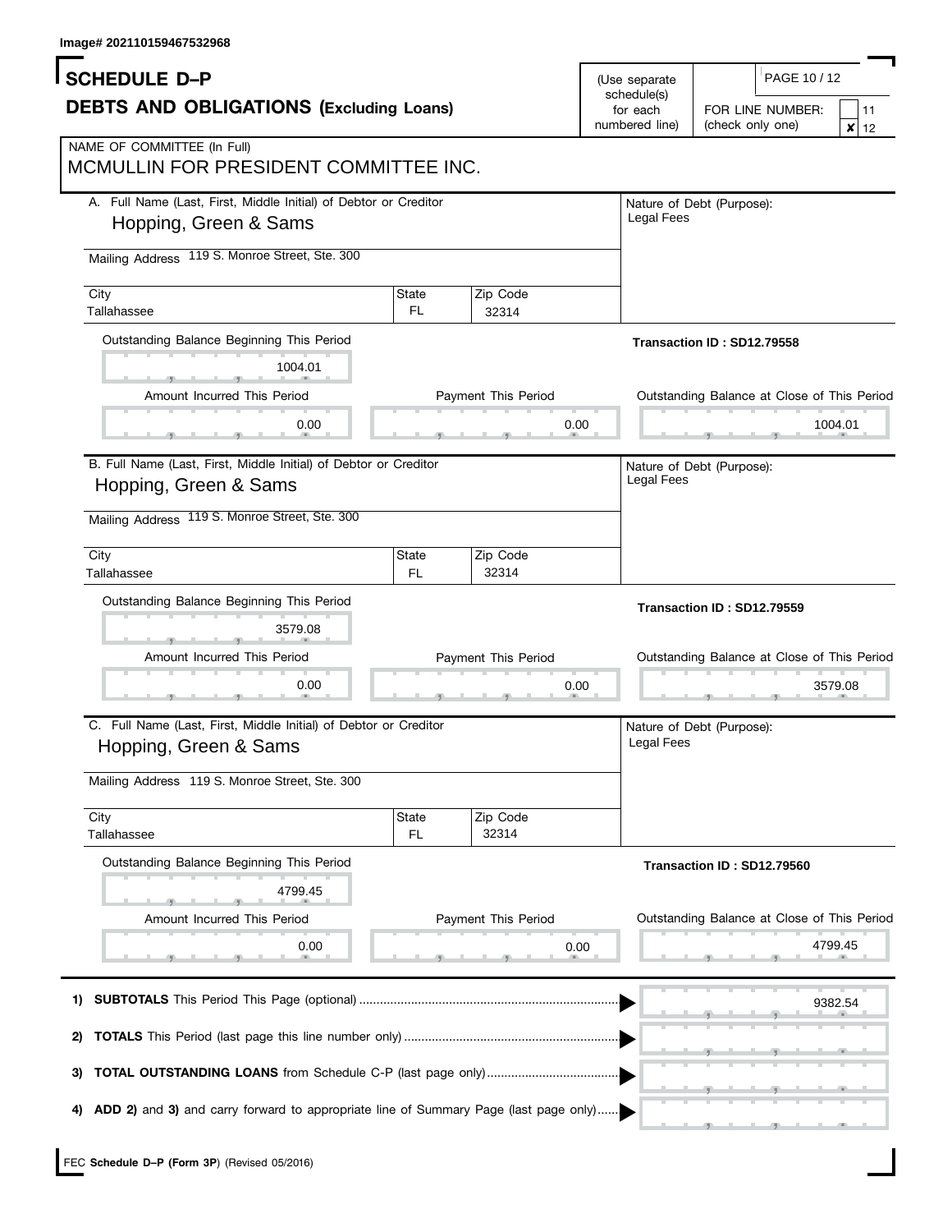Image# 202110159467532968

# SCHEDULE D–P

## DEBTS AND OBLIGATIONS (Excluding Loans)

(Use separate schedule(s) for each numbered line)

FOR LINE NUMBER: (check only one) [ ] 11 [x] 12

NAME OF COMMITTEE (In Full)
MCMULLIN FOR PRESIDENT COMMITTEE INC.

---

**A.** Full Name (Last, First, Middle Initial) of Debtor or Creditor
Hopping, Green & Sams

Nature of Debt (Purpose): Legal Fees

Mailing Address: 119 S. Monroe Street, Ste. 300

| City | State | Zip Code |
|---|---|---|
| Tallahassee | FL | 32314 |

Transaction ID : SD12.79558

Outstanding Balance Beginning This Period: 1004.01

| Amount Incurred This Period | Payment This Period | Outstanding Balance at Close of This Period |
|---|---|---|
| 0.00 | 0.00 | 1004.01 |

---

**B.** Full Name (Last, First, Middle Initial) of Debtor or Creditor
Hopping, Green & Sams

Nature of Debt (Purpose): Legal Fees

Mailing Address: 119 S. Monroe Street, Ste. 300

| City | State | Zip Code |
|---|---|---|
| Tallahassee | FL | 32314 |

Transaction ID : SD12.79559

Outstanding Balance Beginning This Period: 3579.08

| Amount Incurred This Period | Payment This Period | Outstanding Balance at Close of This Period |
|---|---|---|
| 0.00 | 0.00 | 3579.08 |

---

**C.** Full Name (Last, First, Middle Initial) of Debtor or Creditor
Hopping, Green & Sams

Nature of Debt (Purpose): Legal Fees

Mailing Address: 119 S. Monroe Street, Ste. 300

| City | State | Zip Code |
|---|---|---|
| Tallahassee | FL | 32314 |

Transaction ID : SD12.79560

Outstanding Balance Beginning This Period: 4799.45

| Amount Incurred This Period | Payment This Period | Outstanding Balance at Close of This Period |
|---|---|---|
| 0.00 | 0.00 | 4799.45 |

---

1) **SUBTOTALS** This Period This Page (optional) ........ 9382.54

2) **TOTALS** This Period (last page this line number only) ........

3) **TOTAL OUTSTANDING LOANS** from Schedule C-P (last page only) ........

4) **ADD 2)** and **3)** and carry forward to appropriate line of Summary Page (last page only) ........

FEC **Schedule D–P (Form 3P)** (Revised 05/2016)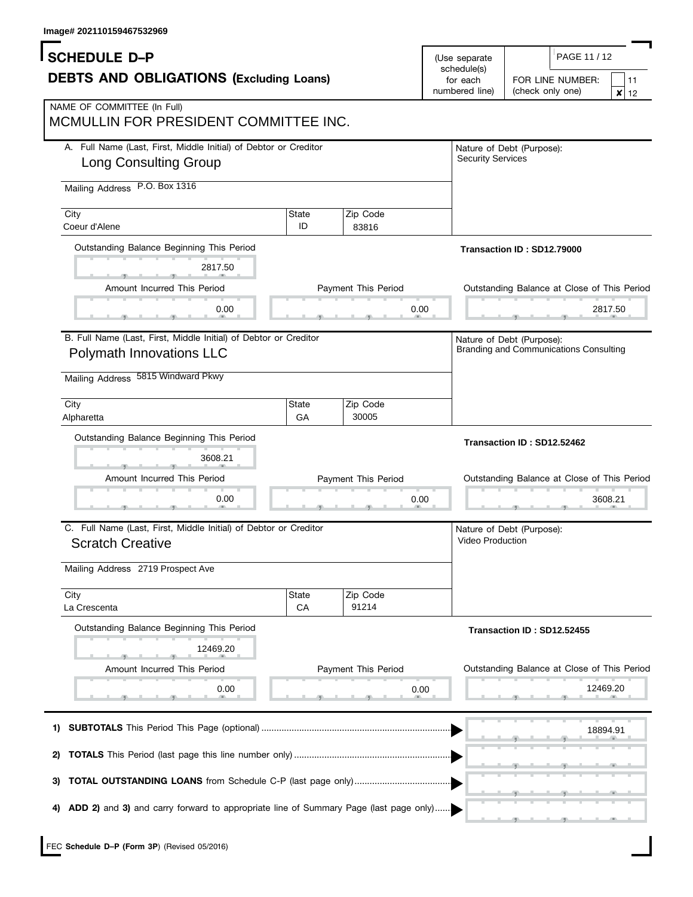Image# 202110159467532969

# SCHEDULE D–P

## DEBTS AND OBLIGATIONS (Excluding Loans)

(Use separate schedule(s) for each numbered line)

FOR LINE NUMBER: (check only one) [ ] 11 [x] 12

NAME OF COMMITTEE (In Full)
MCMULLIN FOR PRESIDENT COMMITTEE INC.

---

**A.** Full Name (Last, First, Middle Initial) of Debtor or Creditor
**Long Consulting Group**

Mailing Address: P.O. Box 1316

| City | State | Zip Code |
|---|---|---|
| Coeur d'Alene | ID | 83816 |

Nature of Debt (Purpose): Security Services

**Transaction ID : SD12.79000**

| Outstanding Balance Beginning This Period | Amount Incurred This Period | Payment This Period | Outstanding Balance at Close of This Period |
|---|---|---|---|
| 2817.50 | 0.00 | 0.00 | 2817.50 |

---

**B.** Full Name (Last, First, Middle Initial) of Debtor or Creditor
**Polymath Innovations LLC**

Mailing Address: 5815 Windward Pkwy

| City | State | Zip Code |
|---|---|---|
| Alpharetta | GA | 30005 |

Nature of Debt (Purpose): Branding and Communications Consulting

**Transaction ID : SD12.52462**

| Outstanding Balance Beginning This Period | Amount Incurred This Period | Payment This Period | Outstanding Balance at Close of This Period |
|---|---|---|---|
| 3608.21 | 0.00 | 0.00 | 3608.21 |

---

**C.** Full Name (Last, First, Middle Initial) of Debtor or Creditor
**Scratch Creative**

Mailing Address: 2719 Prospect Ave

| City | State | Zip Code |
|---|---|---|
| La Crescenta | CA | 91214 |

Nature of Debt (Purpose): Video Production

**Transaction ID : SD12.52455**

| Outstanding Balance Beginning This Period | Amount Incurred This Period | Payment This Period | Outstanding Balance at Close of This Period |
|---|---|---|---|
| 12469.20 | 0.00 | 0.00 | 12469.20 |

---

1) **SUBTOTALS** This Period This Page (optional) ........ 18894.91

2) **TOTALS** This Period (last page this line number only) ........

3) **TOTAL OUTSTANDING LOANS** from Schedule C-P (last page only) ........

4) **ADD 2)** and **3)** and carry forward to appropriate line of Summary Page (last page only) ........

FEC **Schedule D–P (Form 3P)** (Revised 05/2016)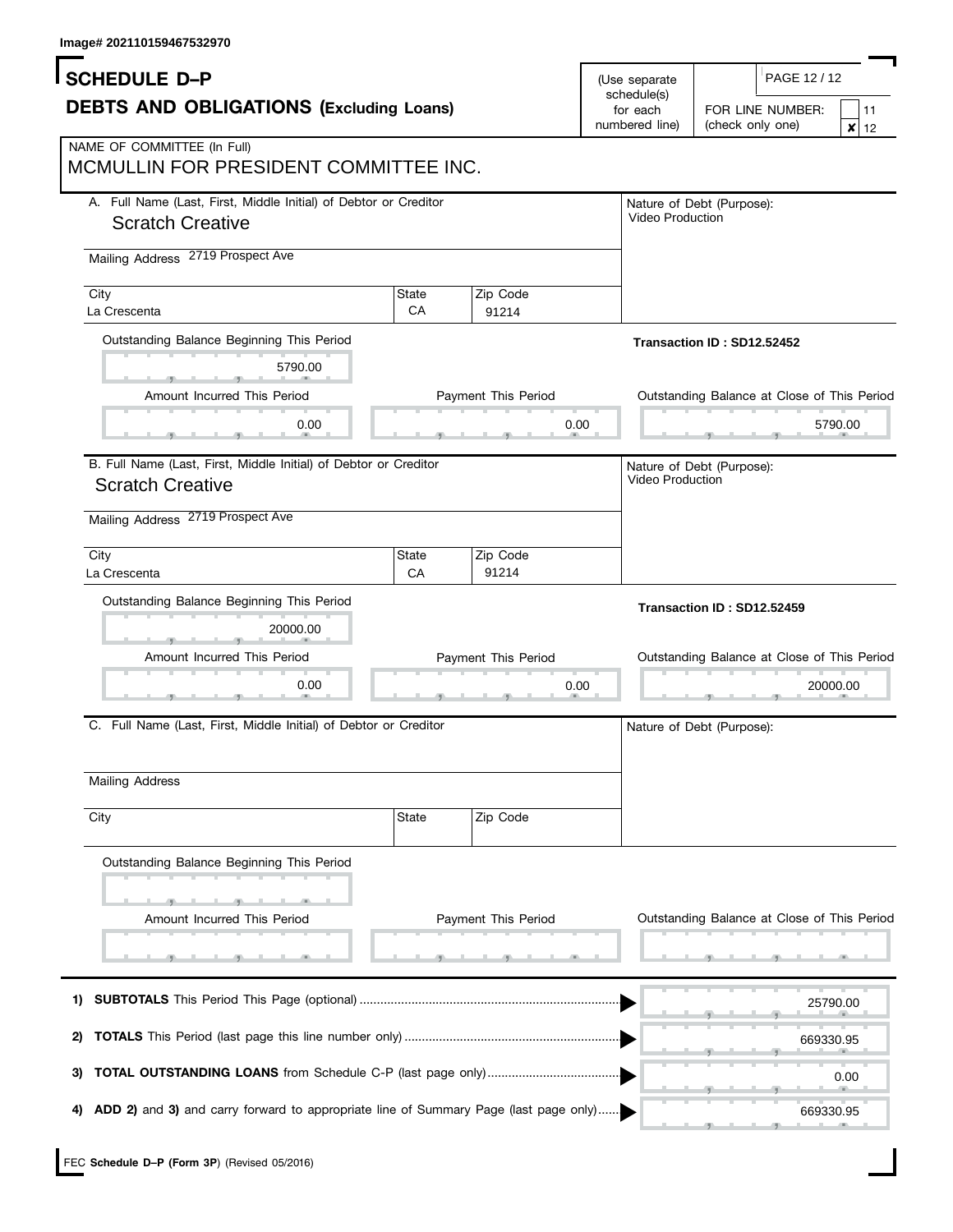Image# 202110159467532970

# SCHEDULE D–P

## DEBTS AND OBLIGATIONS (Excluding Loans)

(Use separate schedule(s) for each numbered line)

FOR LINE NUMBER: (check only one)

- [ ] 11
- [x] 12

NAME OF COMMITTEE (In Full)
MCMULLIN FOR PRESIDENT COMMITTEE INC.

---

**A.** Full Name (Last, First, Middle Initial) of Debtor or Creditor
Scratch Creative

Mailing Address 2719 Prospect Ave

| City | State | Zip Code |
|---|---|---|
| La Crescenta | CA | 91214 |

Nature of Debt (Purpose):
Video Production

**Transaction ID : SD12.52452**

| Outstanding Balance Beginning This Period | Amount Incurred This Period | Payment This Period | Outstanding Balance at Close of This Period |
|---|---|---|---|
| 5790.00 | 0.00 | 0.00 | 5790.00 |

---

**B.** Full Name (Last, First, Middle Initial) of Debtor or Creditor
Scratch Creative

Mailing Address 2719 Prospect Ave

| City | State | Zip Code |
|---|---|---|
| La Crescenta | CA | 91214 |

Nature of Debt (Purpose):
Video Production

**Transaction ID : SD12.52459**

| Outstanding Balance Beginning This Period | Amount Incurred This Period | Payment This Period | Outstanding Balance at Close of This Period |
|---|---|---|---|
| 20000.00 | 0.00 | 0.00 | 20000.00 |

---

**C.** Full Name (Last, First, Middle Initial) of Debtor or Creditor

Mailing Address

| City | State | Zip Code |
|---|---|---|
| | | |

Nature of Debt (Purpose):

| Outstanding Balance Beginning This Period | Amount Incurred This Period | Payment This Period | Outstanding Balance at Close of This Period |
|---|---|---|---|
| | | | |

---

| | |
|---|---|
| 1) **SUBTOTALS** This Period This Page (optional) | 25790.00 |
| 2) **TOTALS** This Period (last page this line number only) | 669330.95 |
| 3) **TOTAL OUTSTANDING LOANS** from Schedule C-P (last page only) | 0.00 |
| 4) **ADD 2)** and **3)** and carry forward to appropriate line of Summary Page (last page only) | 669330.95 |

FEC **Schedule D–P (Form 3P)** (Revised 05/2016)